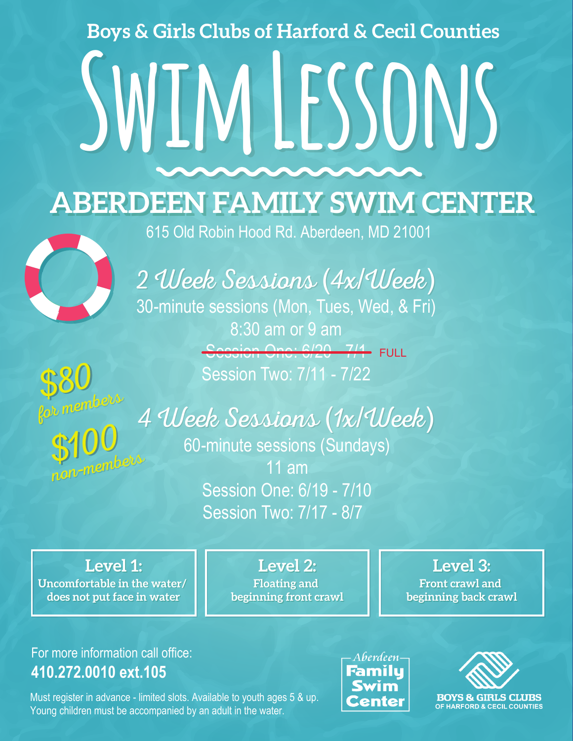Boys & Girls Clubs of Harford & Cecil Counties

# Swim Lessons

## ABERDEEN FAMILY SWIM CENTER

615 Old Robin Hood Rd. Aberdeen, MD 21001

### *2 Week Sessions (4x/Week)*

30-minute sessions (Mon, Tues, Wed, & Fri)

8:30 am or 9 am

~~Session One: 6/20 - 7/1~~ FULL

Session Two: 7/11 - 7/22

**$80** *for members*

**$100** *non-members*

### *4 Week Sessions (1x/Week)*

60-minute sessions (Sundays)

11 am

Session One: 6/19 - 7/10

Session Two: 7/17 - 8/7

**Level 1:**
**Uncomfortable in the water/ does not put face in water**

**Level 2:**
**Floating and beginning front crawl**

**Level 3:**
**Front crawl and beginning back crawl**

For more information call office:
**410.272.0010 ext.105**

Must register in advance - limited slots. Available to youth ages 5 & up. Young children must be accompanied by an adult in the water.

Aberdeen Family Swim Center

BOYS & GIRLS CLUBS OF HARFORD & CECIL COUNTIES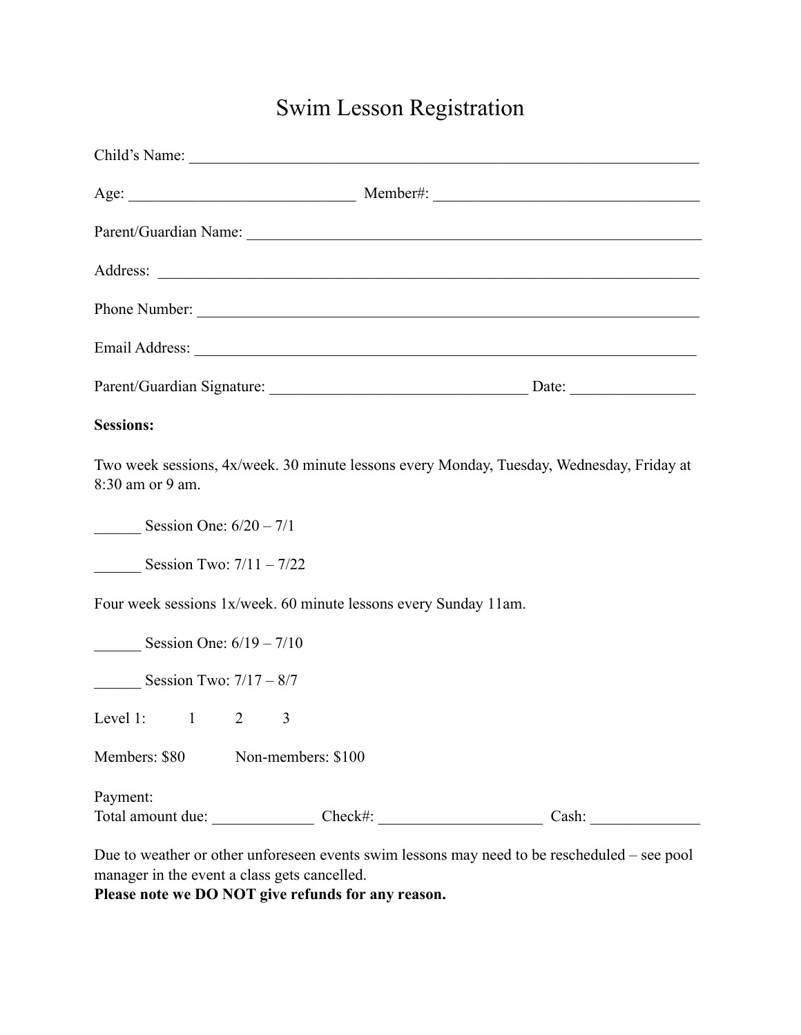# Swim Lesson Registration

Child's Name: ____________________________________________________________________

Age: ____________________________ Member#: _________________________________

Parent/Guardian Name: ____________________________________________________________

Address: _________________________________________________________________________

Phone Number: ____________________________________________________________________

Email Address: ____________________________________________________________________

Parent/Guardian Signature: _________________________________ Date: ________________

**Sessions:**

Two week sessions, 4x/week. 30 minute lessons every Monday, Tuesday, Wednesday, Friday at 8:30 am or 9 am.

______ Session One: 6/20 – 7/1

______ Session Two: 7/11 – 7/22

Four week sessions 1x/week. 60 minute lessons every Sunday 11am.

______ Session One: 6/19 – 7/10

______ Session Two: 7/17 – 8/7

Level 1: 1 2 3

Members: $80 Non-members: $100

Payment:
Total amount due: _____________ Check#: _____________________ Cash: ______________

Due to weather or other unforeseen events swim lessons may need to be rescheduled – see pool manager in the event a class gets cancelled.
**Please note we DO NOT give refunds for any reason.**